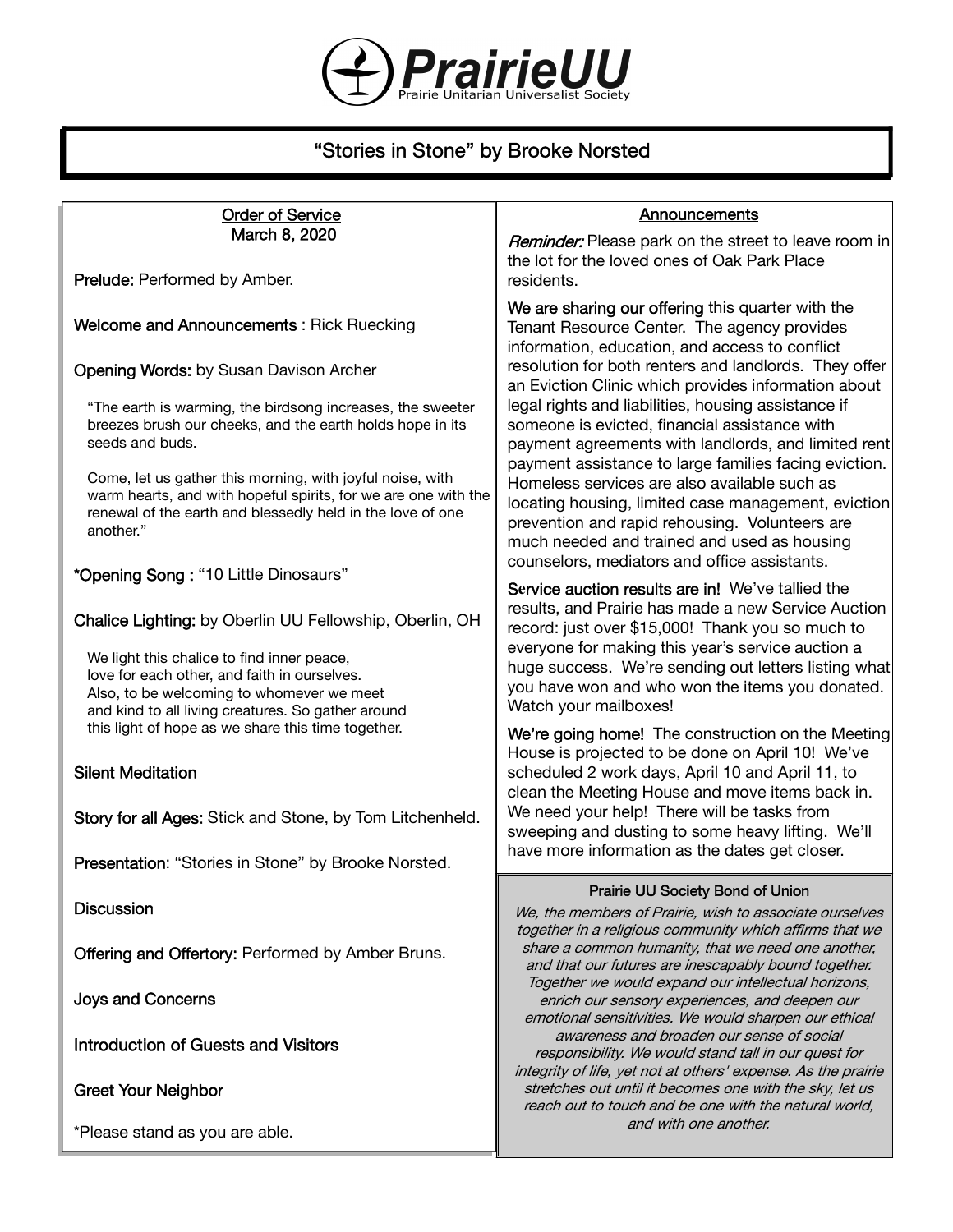# PrairieUU

Prairie Unitarian Universalist Society

## "Stories in Stone" by Brooke Norsted

### Order of Service

March 8, 2020

**Prelude:** Performed by Amber.

**Welcome and Announcements** : Rick Ruecking

**Opening Words:** by Susan Davison Archer

"The earth is warming, the birdsong increases, the sweeter breezes brush our cheeks, and the earth holds hope in its seeds and buds.

Come, let us gather this morning, with joyful noise, with warm hearts, and with hopeful spirits, for we are one with the renewal of the earth and blessedly held in the love of one another."

**\*Opening Song :** "10 Little Dinosaurs"

**Chalice Lighting:** by Oberlin UU Fellowship, Oberlin, OH

We light this chalice to find inner peace,
love for each other, and faith in ourselves.
Also, to be welcoming to whomever we meet
and kind to all living creatures. So gather around
this light of hope as we share this time together.

**Silent Meditation**

**Story for all Ages:** Stick and Stone, by Tom Litchenheld.

**Presentation**: "Stories in Stone" by Brooke Norsted.

**Discussion**

**Offering and Offertory:** Performed by Amber Bruns.

**Joys and Concerns**

**Introduction of Guests and Visitors**

**Greet Your Neighbor**

\*Please stand as you are able.

### Announcements

*Reminder:* Please park on the street to leave room in the lot for the loved ones of Oak Park Place residents.

**We are sharing our offering** this quarter with the Tenant Resource Center. The agency provides information, education, and access to conflict resolution for both renters and landlords. They offer an Eviction Clinic which provides information about legal rights and liabilities, housing assistance if someone is evicted, financial assistance with payment agreements with landlords, and limited rent payment assistance to large families facing eviction. Homeless services are also available such as locating housing, limited case management, eviction prevention and rapid rehousing. Volunteers are much needed and trained and used as housing counselors, mediators and office assistants.

**Service auction results are in!** We've tallied the results, and Prairie has made a new Service Auction record: just over $15,000! Thank you so much to everyone for making this year's service auction a huge success. We're sending out letters listing what you have won and who won the items you donated. Watch your mailboxes!

**We're going home!** The construction on the Meeting House is projected to be done on April 10! We've scheduled 2 work days, April 10 and April 11, to clean the Meeting House and move items back in. We need your help! There will be tasks from sweeping and dusting to some heavy lifting. We'll have more information as the dates get closer.

### Prairie UU Society Bond of Union

*We, the members of Prairie, wish to associate ourselves together in a religious community which affirms that we share a common humanity, that we need one another, and that our futures are inescapably bound together. Together we would expand our intellectual horizons, enrich our sensory experiences, and deepen our emotional sensitivities. We would sharpen our ethical awareness and broaden our sense of social responsibility. We would stand tall in our quest for integrity of life, yet not at others' expense. As the prairie stretches out until it becomes one with the sky, let us reach out to touch and be one with the natural world, and with one another.*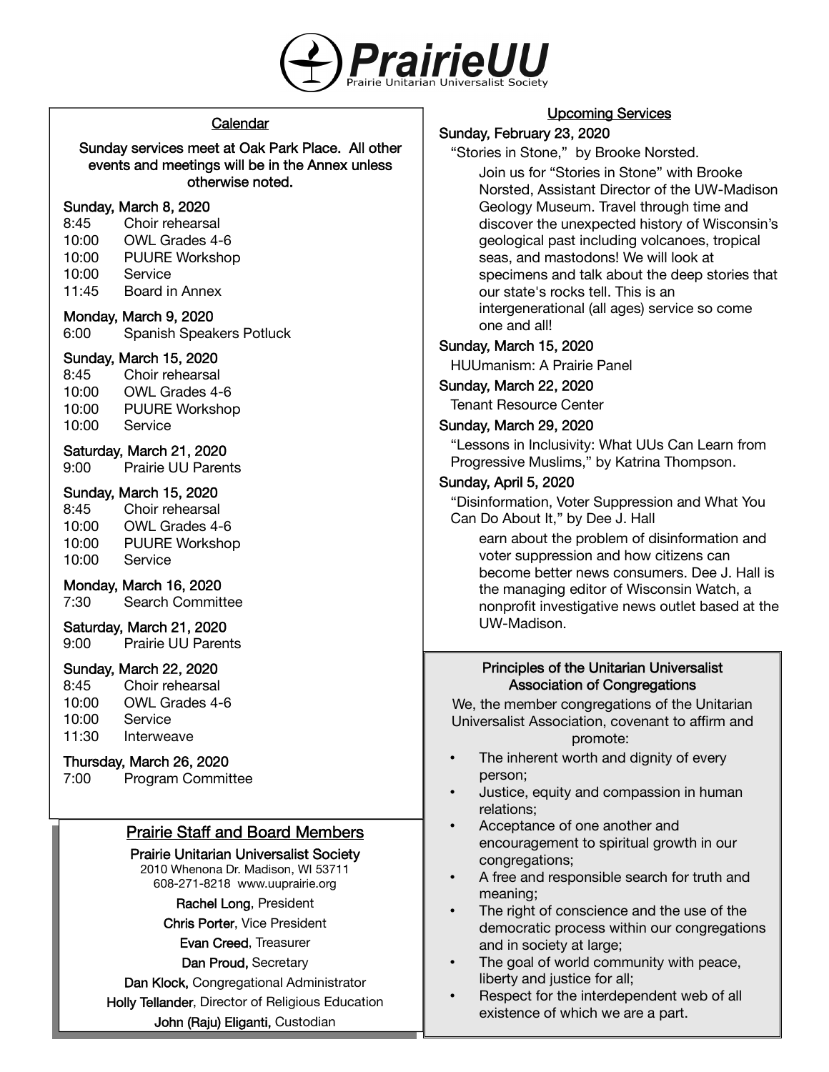# PrairieUU

Prairie Unitarian Universalist Society

## Calendar

Sunday services meet at Oak Park Place. All other events and meetings will be in the Annex unless otherwise noted.

**Sunday, March 8, 2020**
8:45 Choir rehearsal
10:00 OWL Grades 4-6
10:00 PUURE Workshop
10:00 Service
11:45 Board in Annex

**Monday, March 9, 2020**
6:00 Spanish Speakers Potluck

**Sunday, March 15, 2020**
8:45 Choir rehearsal
10:00 OWL Grades 4-6
10:00 PUURE Workshop
10:00 Service

**Saturday, March 21, 2020**
9:00 Prairie UU Parents

**Sunday, March 15, 2020**
8:45 Choir rehearsal
10:00 OWL Grades 4-6
10:00 PUURE Workshop
10:00 Service

**Monday, March 16, 2020**
7:30 Search Committee

**Saturday, March 21, 2020**
9:00 Prairie UU Parents

**Sunday, March 22, 2020**
8:45 Choir rehearsal
10:00 OWL Grades 4-6
10:00 Service
11:30 Interweave

**Thursday, March 26, 2020**
7:00 Program Committee

## Prairie Staff and Board Members

**Prairie Unitarian Universalist Society**
2010 Whenona Dr. Madison, WI 53711
608-271-8218 www.uuprairie.org

**Rachel Long**, President
**Chris Porter**, Vice President
**Evan Creed**, Treasurer
**Dan Proud,** Secretary
**Dan Klock,** Congregational Administrator
**Holly Tellander**, Director of Religious Education
**John (Raju) Eliganti,** Custodian

## Upcoming Services

**Sunday, February 23, 2020**

"Stories in Stone," by Brooke Norsted.

Join us for "Stories in Stone" with Brooke Norsted, Assistant Director of the UW-Madison Geology Museum. Travel through time and discover the unexpected history of Wisconsin's geological past including volcanoes, tropical seas, and mastodons! We will look at specimens and talk about the deep stories that our state's rocks tell. This is an intergenerational (all ages) service so come one and all!

**Sunday, March 15, 2020**

HUUmanism: A Prairie Panel

**Sunday, March 22, 2020**

Tenant Resource Center

**Sunday, March 29, 2020**

"Lessons in Inclusivity: What UUs Can Learn from Progressive Muslims," by Katrina Thompson.

**Sunday, April 5, 2020**

"Disinformation, Voter Suppression and What You Can Do About It," by Dee J. Hall

earn about the problem of disinformation and voter suppression and how citizens can become better news consumers. Dee J. Hall is the managing editor of Wisconsin Watch, a nonprofit investigative news outlet based at the UW-Madison.

## Principles of the Unitarian Universalist Association of Congregations

We, the member congregations of the Unitarian Universalist Association, covenant to affirm and promote:

- The inherent worth and dignity of every person;
- Justice, equity and compassion in human relations;
- Acceptance of one another and encouragement to spiritual growth in our congregations;
- A free and responsible search for truth and meaning;
- The right of conscience and the use of the democratic process within our congregations and in society at large;
- The goal of world community with peace, liberty and justice for all;
- Respect for the interdependent web of all existence of which we are a part.